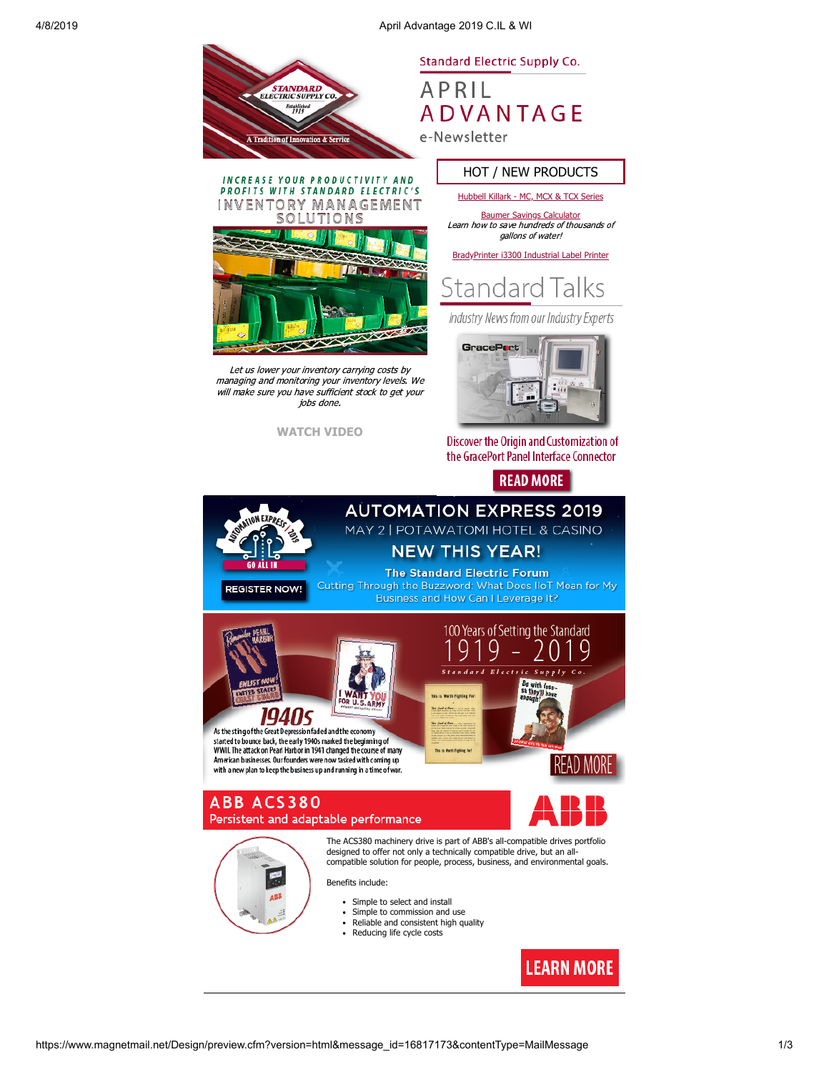Standard Electric Supply Co.

# APRIL ADVANTAGE

e-Newsletter

STANDARD ELECTRIC SUPPLY CO. Established 1919

A Tradition of Innovation & Service

## INCREASE YOUR PRODUCTIVITY AND PROFITS WITH STANDARD ELECTRIC'S INVENTORY MANAGEMENT SOLUTIONS

*Let us lower your inventory carrying costs by managing and monitoring your inventory levels. We will make sure you have sufficient stock to get your jobs done.*

WATCH VIDEO

## HOT / NEW PRODUCTS

Hubbell Killark - MC, MCX & TCX Series

Baumer Savings Calculator
*Learn how to save hundreds of thousands of gallons of water!*

BradyPrinter i3300 Industrial Label Printer

## Standard Talks

*Industry News from our Industry Experts*

Discover the Origin and Customization of the GracePort Panel Interface Connector

READ MORE

## AUTOMATION EXPRESS 2019

MAY 2 | POTAWATOMI HOTEL & CASINO

GO ALL IN

REGISTER NOW!

### NEW THIS YEAR!

**The Standard Electric Forum**

Cutting Through the Buzzword: What Does IIoT Mean for My Business and How Can I Leverage It?

## 100 Years of Setting the Standard 1919 - 2019

Standard Electric Supply Co.

### 1940s

As the sting of the Great Depression faded and the economy started to bounce back, the early 1940s marked the beginning of WWII. The attack on Pearl Harbor in 1941 changed the course of many American businesses. Our founders were now tasked with coming up with a new plan to keep the business up and running in a time of war.

READ MORE

## ABB ACS380

Persistent and adaptable performance

The ACS380 machinery drive is part of ABB's all-compatible drives portfolio designed to offer not only a technically compatible drive, but an all-compatible solution for people, process, business, and environmental goals.

Benefits include:

- Simple to select and install
- Simple to commission and use
- Reliable and consistent high quality
- Reducing life cycle costs

LEARN MORE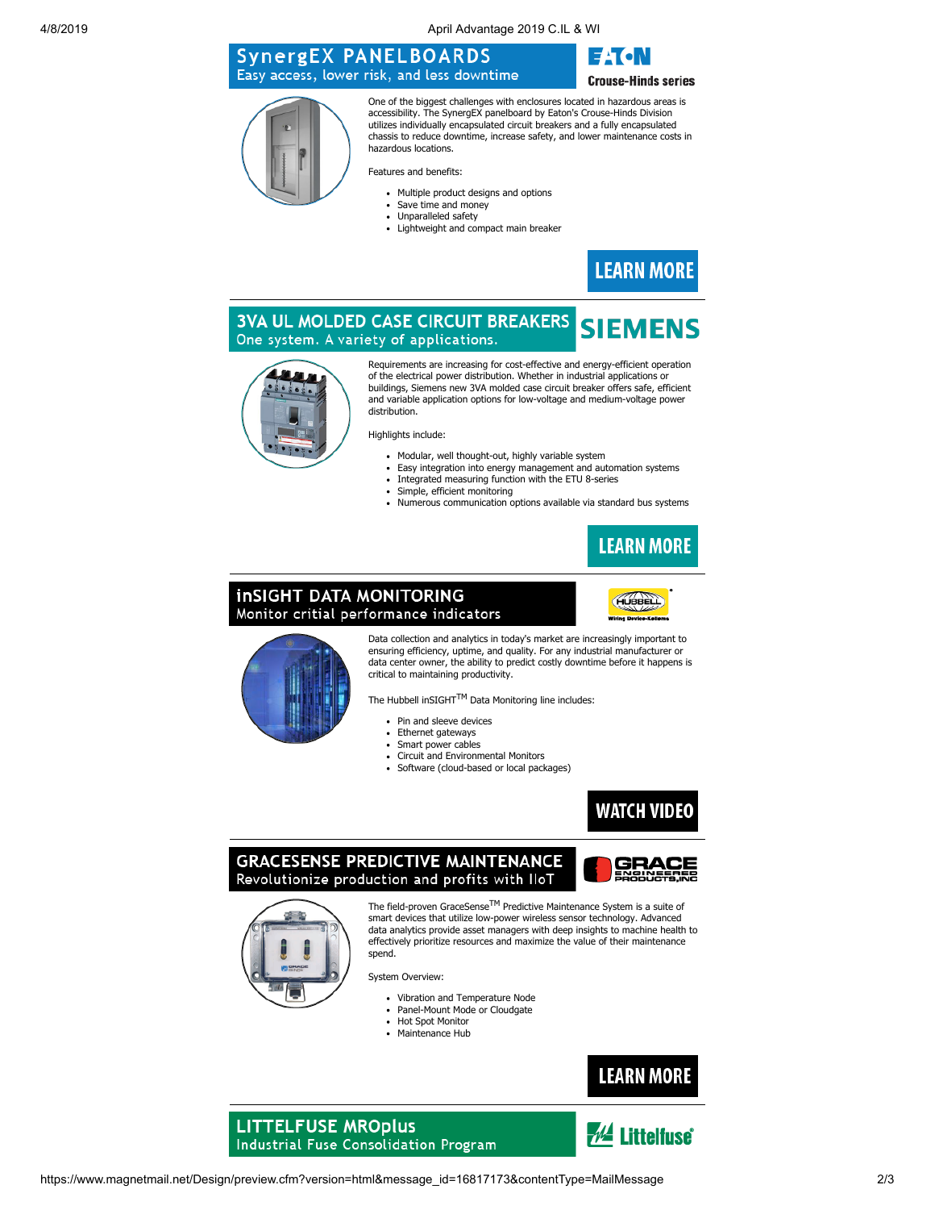## SynergEX PANELBOARDS
Easy access, lower risk, and less downtime

EATON Crouse-Hinds series

One of the biggest challenges with enclosures located in hazardous areas is accessibility. The SynergEX panelboard by Eaton's Crouse-Hinds Division utilizes individually encapsulated circuit breakers and a fully encapsulated chassis to reduce downtime, increase safety, and lower maintenance costs in hazardous locations.

Features and benefits:

- Multiple product designs and options
- Save time and money
- Unparalleled safety
- Lightweight and compact main breaker

**LEARN MORE**

---

## 3VA UL MOLDED CASE CIRCUIT BREAKERS
One system. A variety of applications.

SIEMENS

Requirements are increasing for cost-effective and energy-efficient operation of the electrical power distribution. Whether in industrial applications or buildings, Siemens new 3VA molded case circuit breaker offers safe, efficient and variable application options for low-voltage and medium-voltage power distribution.

Highlights include:

- Modular, well thought-out, highly variable system
- Easy integration into energy management and automation systems
- Integrated measuring function with the ETU 8-series
- Simple, efficient monitoring
- Numerous communication options available via standard bus systems

**LEARN MORE**

---

## inSIGHT DATA MONITORING
Monitor critial performance indicators

HUBBELL Wiring Device-Kellems

Data collection and analytics in today's market are increasingly important to ensuring efficiency, uptime, and quality. For any industrial manufacturer or data center owner, the ability to predict costly downtime before it happens is critical to maintaining productivity.

The Hubbell inSIGHT™ Data Monitoring line includes:

- Pin and sleeve devices
- Ethernet gateways
- Smart power cables
- Circuit and Environmental Monitors
- Software (cloud-based or local packages)

**WATCH VIDEO**

---

## GRACESENSE PREDICTIVE MAINTENANCE
Revolutionize production and profits with IIoT

GRACE ENGINEERED PRODUCTS, INC

The field-proven GraceSense™ Predictive Maintenance System is a suite of smart devices that utilize low-power wireless sensor technology. Advanced data analytics provide asset managers with deep insights to machine health to effectively prioritize resources and maximize the value of their maintenance spend.

System Overview:

- Vibration and Temperature Node
- Panel-Mount Mode or Cloudgate
- Hot Spot Monitor
- Maintenance Hub

**LEARN MORE**

---

## LITTELFUSE MROplus
Industrial Fuse Consolidation Program

Littelfuse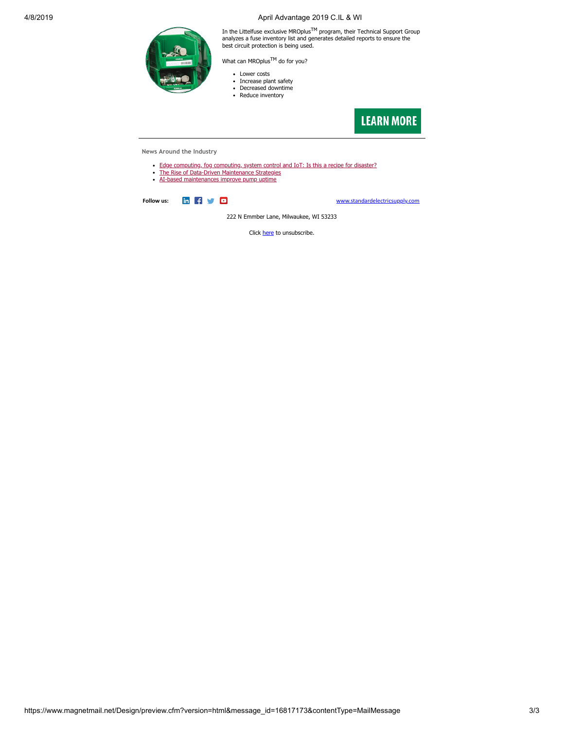In the Littelfuse exclusive MROplus$^{TM}$ program, their Technical Support Group analyzes a fuse inventory list and generates detailed reports to ensure the best circuit protection is being used.

What can MROplus$^{TM}$ do for you?

- Lower costs
- Increase plant safety
- Decreased downtime
- Reduce inventory

LEARN MORE

---

News Around the Industry

- Edge computing, fog computing, system control and IoT: Is this a recipe for disaster?
- The Rise of Data-Driven Maintenance Strategies
- AI-based maintenances improve pump uptime

**Follow us:**

www.standardelectricsupply.com

222 N Emmber Lane, Milwaukee, WI 53233

Click here to unsubscribe.